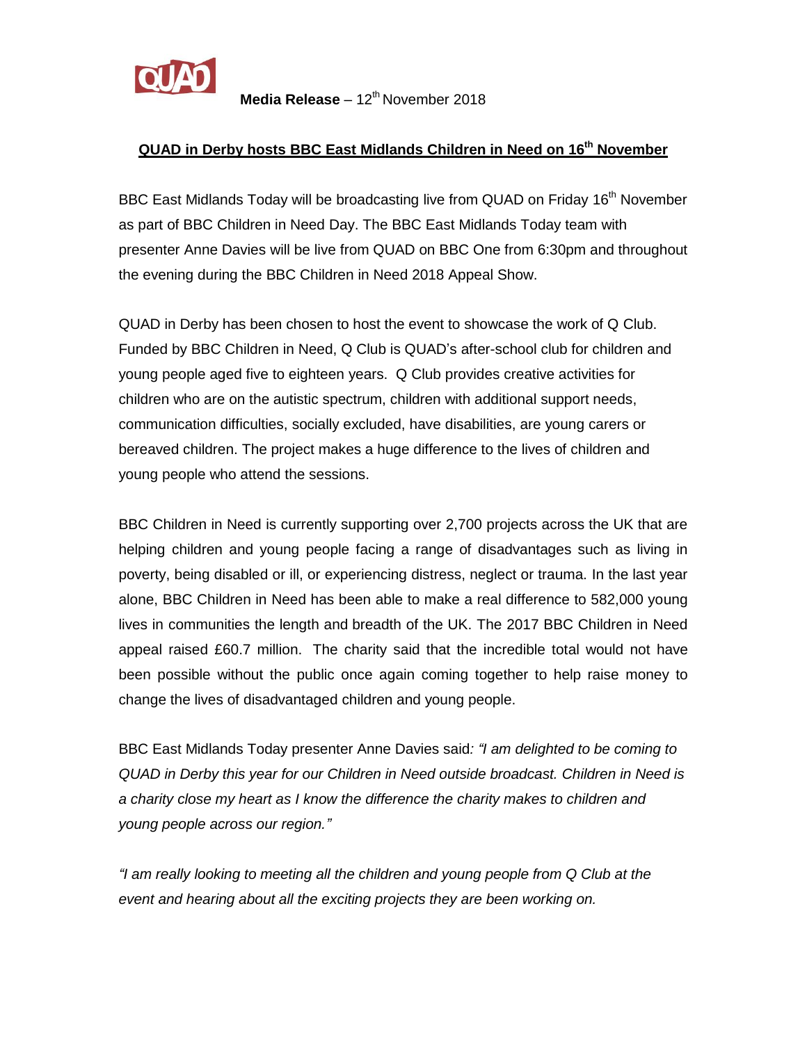QUAD

**Media Release** – 12th November 2018

## QUAD in Derby hosts BBC East Midlands Children in Need on 16th November

BBC East Midlands Today will be broadcasting live from QUAD on Friday 16th November as part of BBC Children in Need Day. The BBC East Midlands Today team with presenter Anne Davies will be live from QUAD on BBC One from 6:30pm and throughout the evening during the BBC Children in Need 2018 Appeal Show.

QUAD in Derby has been chosen to host the event to showcase the work of Q Club. Funded by BBC Children in Need, Q Club is QUAD's after-school club for children and young people aged five to eighteen years. Q Club provides creative activities for children who are on the autistic spectrum, children with additional support needs, communication difficulties, socially excluded, have disabilities, are young carers or bereaved children. The project makes a huge difference to the lives of children and young people who attend the sessions.

BBC Children in Need is currently supporting over 2,700 projects across the UK that are helping children and young people facing a range of disadvantages such as living in poverty, being disabled or ill, or experiencing distress, neglect or trauma. In the last year alone, BBC Children in Need has been able to make a real difference to 582,000 young lives in communities the length and breadth of the UK. The 2017 BBC Children in Need appeal raised £60.7 million. The charity said that the incredible total would not have been possible without the public once again coming together to help raise money to change the lives of disadvantaged children and young people.

BBC East Midlands Today presenter Anne Davies said*: "I am delighted to be coming to QUAD in Derby this year for our Children in Need outside broadcast. Children in Need is a charity close my heart as I know the difference the charity makes to children and young people across our region."*

*"I am really looking to meeting all the children and young people from Q Club at the event and hearing about all the exciting projects they are been working on.*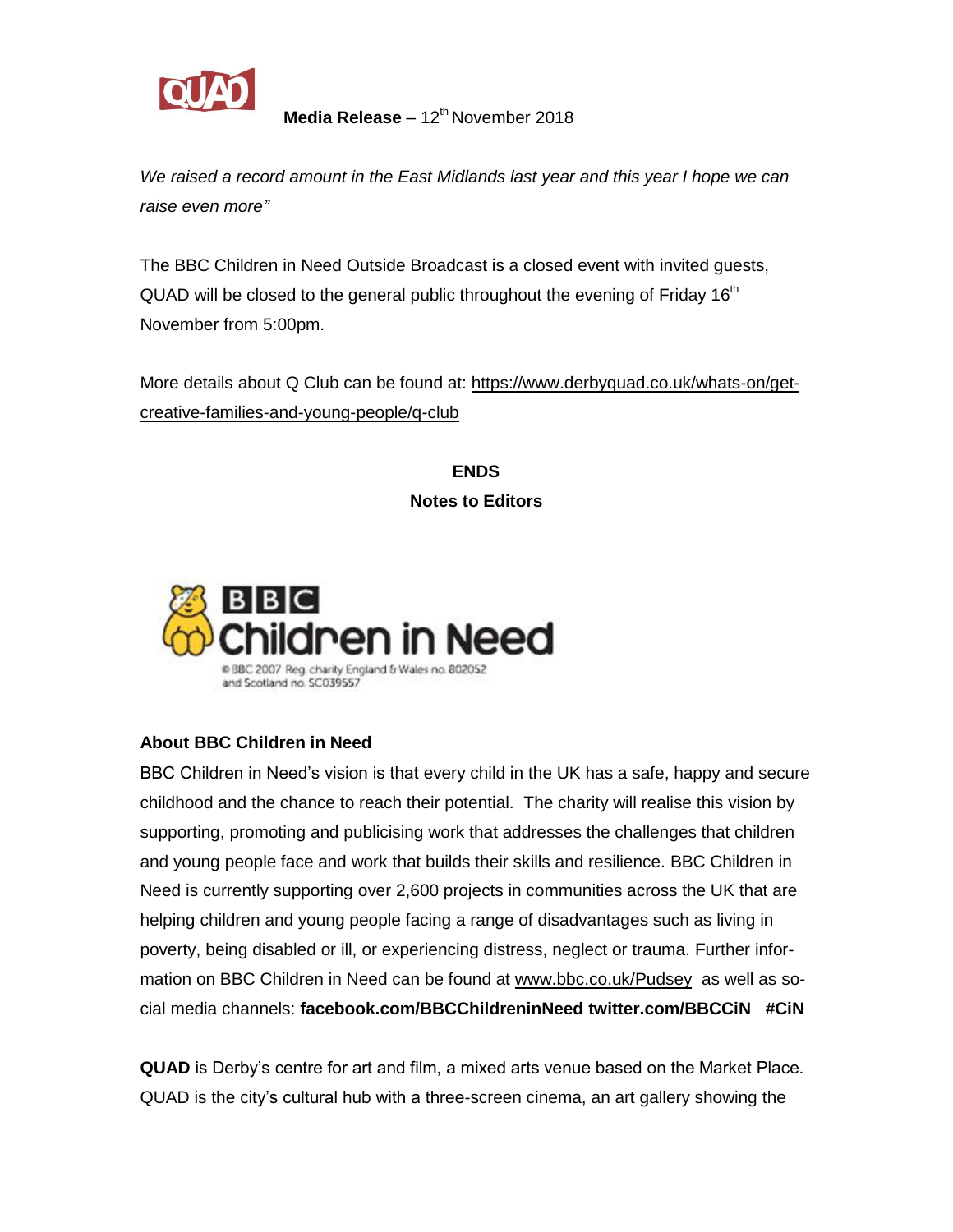**Media Release** – 12th November 2018

*We raised a record amount in the East Midlands last year and this year I hope we can raise even more"*

The BBC Children in Need Outside Broadcast is a closed event with invited guests, QUAD will be closed to the general public throughout the evening of Friday 16th November from 5:00pm.

More details about Q Club can be found at: https://www.derbyquad.co.uk/whats-on/get-creative-families-and-young-people/q-club

**ENDS**

**Notes to Editors**

© BBC 2007 Reg. charity England & Wales no. 802052 and Scotland no. SC039557

**About BBC Children in Need**

BBC Children in Need's vision is that every child in the UK has a safe, happy and secure childhood and the chance to reach their potential. The charity will realise this vision by supporting, promoting and publicising work that addresses the challenges that children and young people face and work that builds their skills and resilience. BBC Children in Need is currently supporting over 2,600 projects in communities across the UK that are helping children and young people facing a range of disadvantages such as living in poverty, being disabled or ill, or experiencing distress, neglect or trauma. Further information on BBC Children in Need can be found at www.bbc.co.uk/Pudsey as well as social media channels: **facebook.com/BBCChildreninNeed twitter.com/BBCCiN #CiN**

**QUAD** is Derby's centre for art and film, a mixed arts venue based on the Market Place. QUAD is the city's cultural hub with a three-screen cinema, an art gallery showing the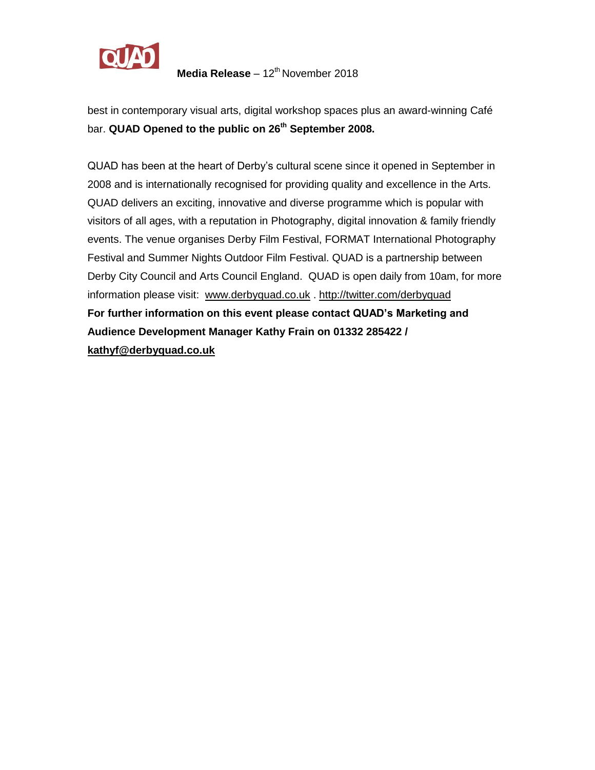best in contemporary visual arts, digital workshop spaces plus an award-winning Café bar. **QUAD Opened to the public on 26th September 2008.**

QUAD has been at the heart of Derby's cultural scene since it opened in September in 2008 and is internationally recognised for providing quality and excellence in the Arts. QUAD delivers an exciting, innovative and diverse programme which is popular with visitors of all ages, with a reputation in Photography, digital innovation & family friendly events. The venue organises Derby Film Festival, FORMAT International Photography Festival and Summer Nights Outdoor Film Festival. QUAD is a partnership between Derby City Council and Arts Council England. QUAD is open daily from 10am, for more information please visit: www.derbyquad.co.uk . http://twitter.com/derbyquad

**For further information on this event please contact QUAD's Marketing and Audience Development Manager Kathy Frain on 01332 285422 / kathyf@derbyquad.co.uk**